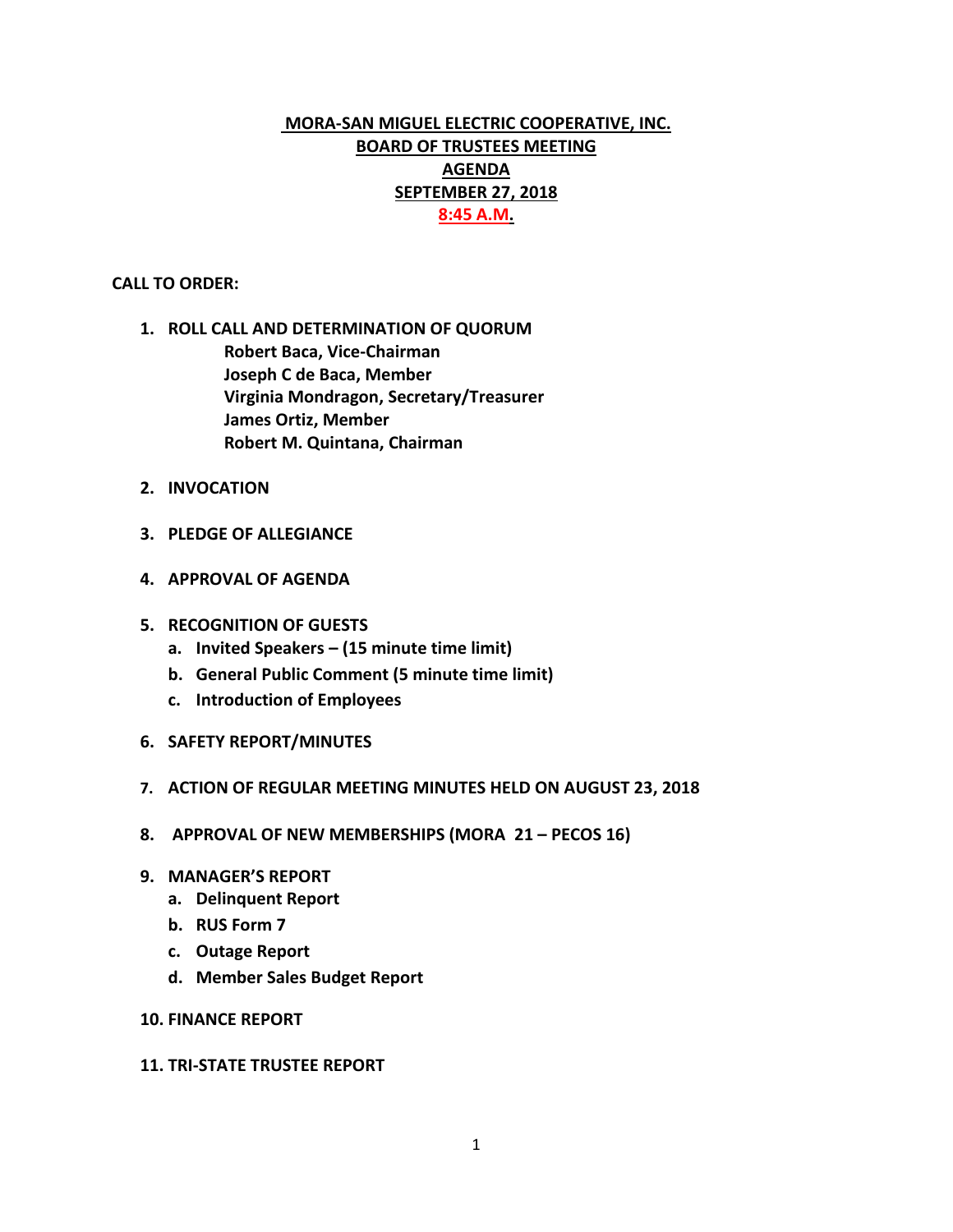# MORA-SAN MIGUEL ELECTRIC COOPERATIVE, INC.
## BOARD OF TRUSTEES MEETING
## AGENDA
## SEPTEMBER 27, 2018
## 8:45 A.M.

**CALL TO ORDER:**

1. **ROLL CALL AND DETERMINATION OF QUORUM**
   - **Robert Baca, Vice-Chairman**
   - **Joseph C de Baca, Member**
   - **Virginia Mondragon, Secretary/Treasurer**
   - **James Ortiz, Member**
   - **Robert M. Quintana, Chairman**

2. **INVOCATION**

3. **PLEDGE OF ALLEGIANCE**

4. **APPROVAL OF AGENDA**

5. **RECOGNITION OF GUESTS**
   a. **Invited Speakers – (15 minute time limit)**
   b. **General Public Comment (5 minute time limit)**
   c. **Introduction of Employees**

6. **SAFETY REPORT/MINUTES**

7. **ACTION OF REGULAR MEETING MINUTES HELD ON AUGUST 23, 2018**

8. **APPROVAL OF NEW MEMBERSHIPS (MORA 21 – PECOS 16)**

9. **MANAGER'S REPORT**
   a. **Delinquent Report**
   b. **RUS Form 7**
   c. **Outage Report**
   d. **Member Sales Budget Report**

10. **FINANCE REPORT**

11. **TRI-STATE TRUSTEE REPORT**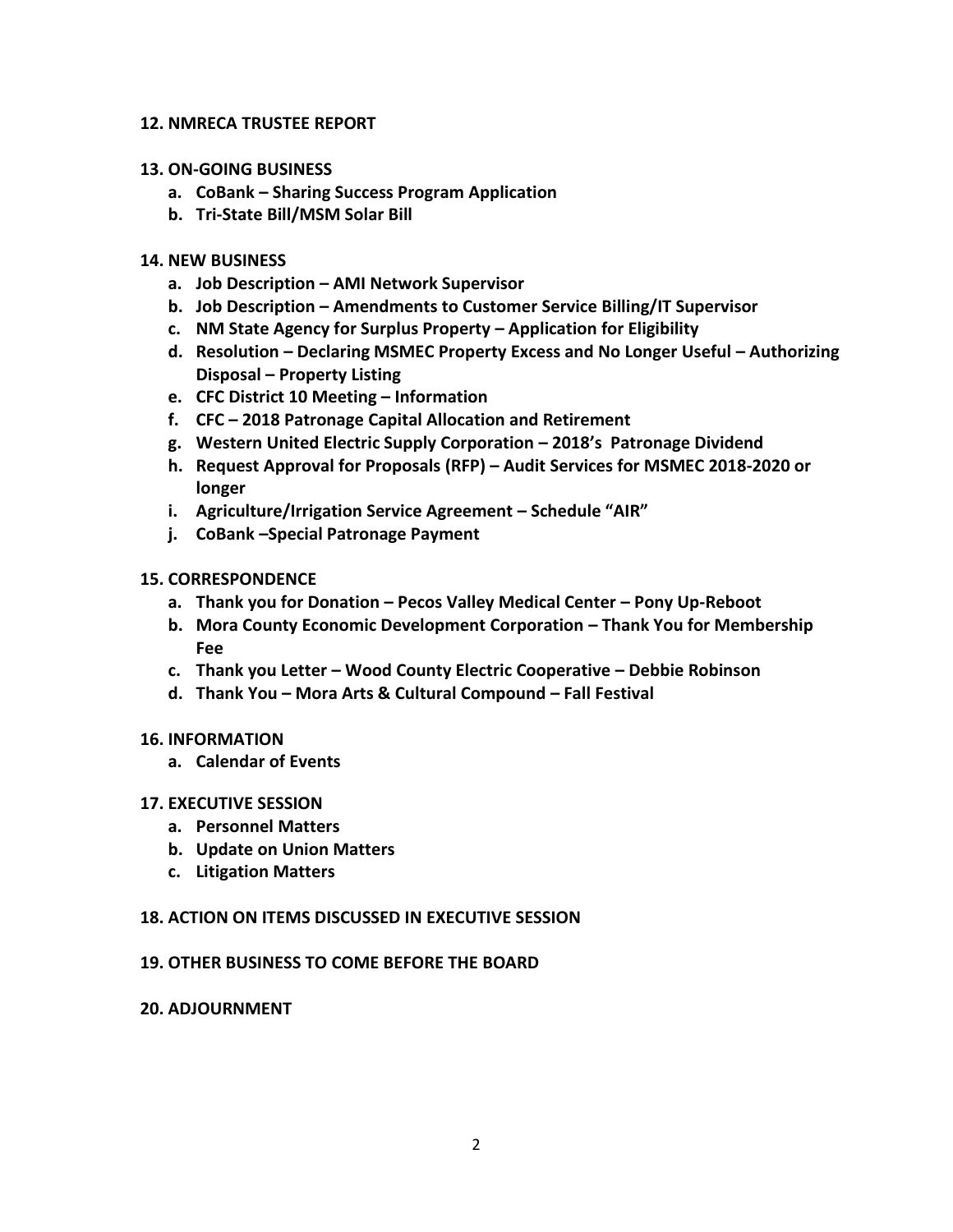**12. NMRECA TRUSTEE REPORT**

**13. ON-GOING BUSINESS**

- **a. CoBank – Sharing Success Program Application**
- **b. Tri-State Bill/MSM Solar Bill**

**14. NEW BUSINESS**

- **a. Job Description – AMI Network Supervisor**
- **b. Job Description – Amendments to Customer Service Billing/IT Supervisor**
- **c. NM State Agency for Surplus Property – Application for Eligibility**
- **d. Resolution – Declaring MSMEC Property Excess and No Longer Useful – Authorizing Disposal – Property Listing**
- **e. CFC District 10 Meeting – Information**
- **f. CFC – 2018 Patronage Capital Allocation and Retirement**
- **g. Western United Electric Supply Corporation – 2018's Patronage Dividend**
- **h. Request Approval for Proposals (RFP) – Audit Services for MSMEC 2018-2020 or longer**
- **i. Agriculture/Irrigation Service Agreement – Schedule "AIR"**
- **j. CoBank –Special Patronage Payment**

**15. CORRESPONDENCE**

- **a. Thank you for Donation – Pecos Valley Medical Center – Pony Up-Reboot**
- **b. Mora County Economic Development Corporation – Thank You for Membership Fee**
- **c. Thank you Letter – Wood County Electric Cooperative – Debbie Robinson**
- **d. Thank You – Mora Arts & Cultural Compound – Fall Festival**

**16. INFORMATION**

- **a. Calendar of Events**

**17. EXECUTIVE SESSION**

- **a. Personnel Matters**
- **b. Update on Union Matters**
- **c. Litigation Matters**

**18. ACTION ON ITEMS DISCUSSED IN EXECUTIVE SESSION**

**19. OTHER BUSINESS TO COME BEFORE THE BOARD**

**20. ADJOURNMENT**